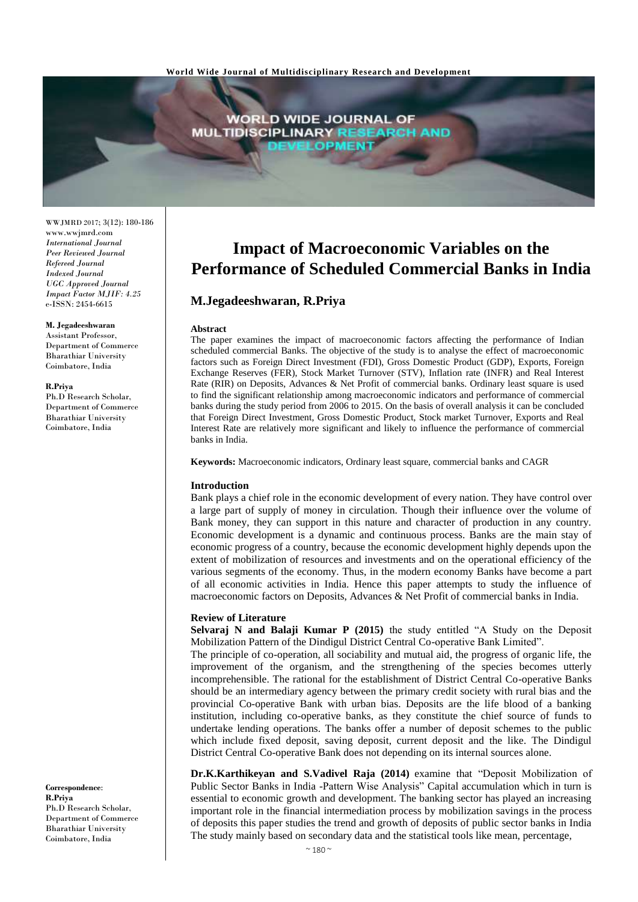# Impact of Macroeconomic Variables on the Performance of Scheduled Commercial Banks in India

**M.Jegadeeshwaran, R.Priya**

WWJMRD 2017; 3(12): 180-186
www.wwjmrd.com
*International Journal*
*Peer Reviewed Journal*
*Refereed Journal*
*Indexed Journal*
*UGC Approved Journal*
*Impact Factor MJIF: 4.25*
e-ISSN: 2454-6615

**M. Jegadeeshwaran**
Assistant Professor,
Department of Commerce
Bharathiar University
Coimbatore, India

**R.Priya**
Ph.D Research Scholar,
Department of Commerce
Bharathiar University
Coimbatore, India

**Correspondence**:
**R.Priya**
Ph.D Research Scholar,
Department of Commerce
Bharathiar University
Coimbatore, India

**Abstract**

The paper examines the impact of macroeconomic factors affecting the performance of Indian scheduled commercial Banks. The objective of the study is to analyse the effect of macroeconomic factors such as Foreign Direct Investment (FDI), Gross Domestic Product (GDP), Exports, Foreign Exchange Reserves (FER), Stock Market Turnover (STV), Inflation rate (INFR) and Real Interest Rate (RIR) on Deposits, Advances & Net Profit of commercial banks. Ordinary least square is used to find the significant relationship among macroeconomic indicators and performance of commercial banks during the study period from 2006 to 2015. On the basis of overall analysis it can be concluded that Foreign Direct Investment, Gross Domestic Product, Stock market Turnover, Exports and Real Interest Rate are relatively more significant and likely to influence the performance of commercial banks in India.

**Keywords:** Macroeconomic indicators, Ordinary least square, commercial banks and CAGR

## Introduction

Bank plays a chief role in the economic development of every nation. They have control over a large part of supply of money in circulation. Though their influence over the volume of Bank money, they can support in this nature and character of production in any country. Economic development is a dynamic and continuous process. Banks are the main stay of economic progress of a country, because the economic development highly depends upon the extent of mobilization of resources and investments and on the operational efficiency of the various segments of the economy. Thus, in the modern economy Banks have become a part of all economic activities in India. Hence this paper attempts to study the influence of macroeconomic factors on Deposits, Advances & Net Profit of commercial banks in India.

## Review of Literature

**Selvaraj N and Balaji Kumar P (2015)** the study entitled "A Study on the Deposit Mobilization Pattern of the Dindigul District Central Co-operative Bank Limited".

The principle of co-operation, all sociability and mutual aid, the progress of organic life, the improvement of the organism, and the strengthening of the species becomes utterly incomprehensible. The rational for the establishment of District Central Co-operative Banks should be an intermediary agency between the primary credit society with rural bias and the provincial Co-operative Bank with urban bias. Deposits are the life blood of a banking institution, including co-operative banks, as they constitute the chief source of funds to undertake lending operations. The banks offer a number of deposit schemes to the public which include fixed deposit, saving deposit, current deposit and the like. The Dindigul District Central Co-operative Bank does not depending on its internal sources alone.

**Dr.K.Karthikeyan and S.Vadivel Raja (2014)** examine that "Deposit Mobilization of Public Sector Banks in India -Pattern Wise Analysis" Capital accumulation which in turn is essential to economic growth and development. The banking sector has played an increasing important role in the financial intermediation process by mobilization savings in the process of deposits this paper studies the trend and growth of deposits of public sector banks in India The study mainly based on secondary data and the statistical tools like mean, percentage,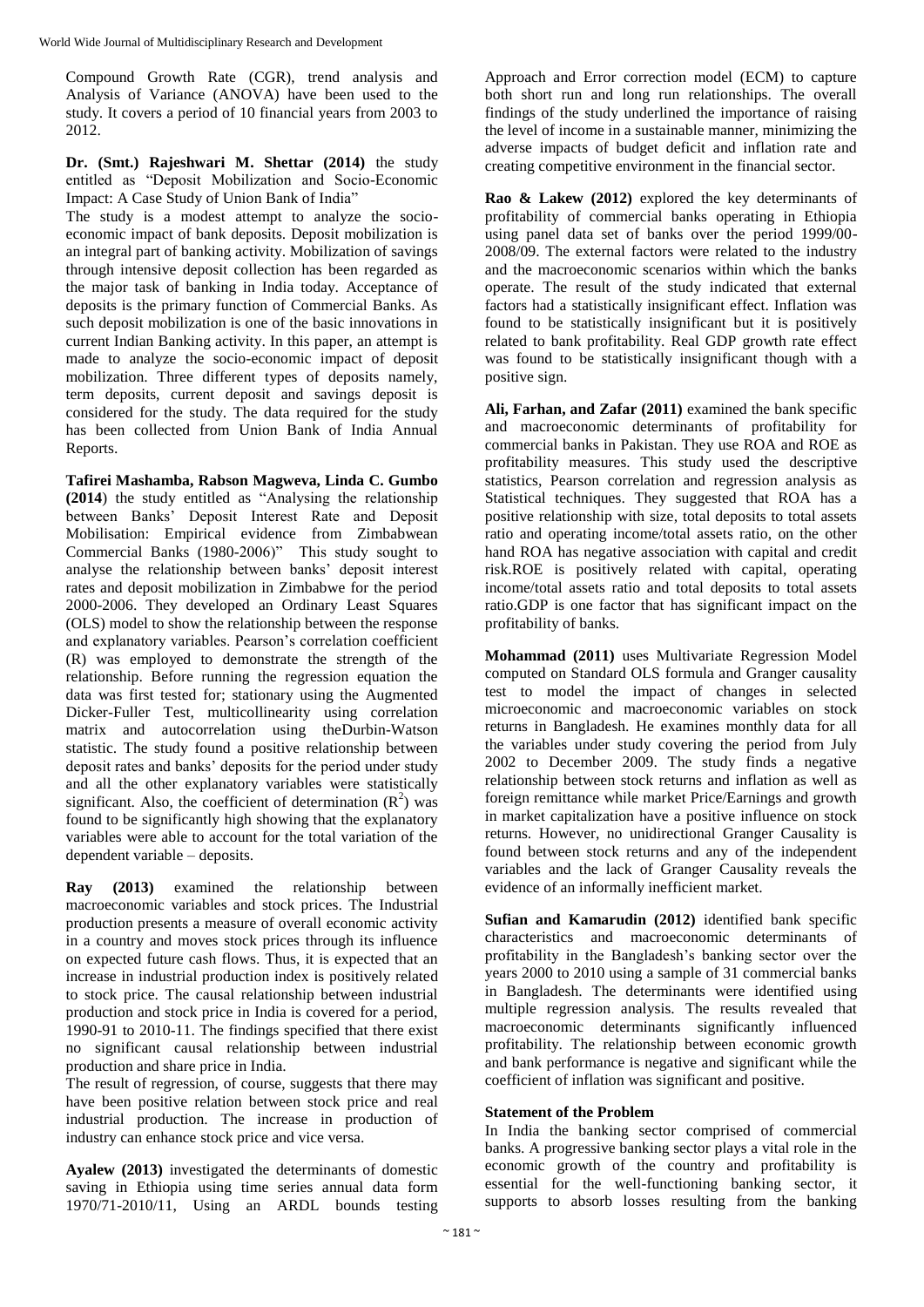Compound Growth Rate (CGR), trend analysis and Analysis of Variance (ANOVA) have been used to the study. It covers a period of 10 financial years from 2003 to 2012.

**Dr. (Smt.) Rajeshwari M. Shettar (2014)** the study entitled as "Deposit Mobilization and Socio-Economic Impact: A Case Study of Union Bank of India"

The study is a modest attempt to analyze the socio-economic impact of bank deposits. Deposit mobilization is an integral part of banking activity. Mobilization of savings through intensive deposit collection has been regarded as the major task of banking in India today. Acceptance of deposits is the primary function of Commercial Banks. As such deposit mobilization is one of the basic innovations in current Indian Banking activity. In this paper, an attempt is made to analyze the socio-economic impact of deposit mobilization. Three different types of deposits namely, term deposits, current deposit and savings deposit is considered for the study. The data required for the study has been collected from Union Bank of India Annual Reports.

**Tafirei Mashamba, Rabson Magweva, Linda C. Gumbo (2014**) the study entitled as "Analysing the relationship between Banks' Deposit Interest Rate and Deposit Mobilisation: Empirical evidence from Zimbabwean Commercial Banks (1980-2006)" This study sought to analyse the relationship between banks' deposit interest rates and deposit mobilization in Zimbabwe for the period 2000-2006. They developed an Ordinary Least Squares (OLS) model to show the relationship between the response and explanatory variables. Pearson's correlation coefficient (R) was employed to demonstrate the strength of the relationship. Before running the regression equation the data was first tested for; stationary using the Augmented Dicker-Fuller Test, multicollinearity using correlation matrix and autocorrelation using theDurbin-Watson statistic. The study found a positive relationship between deposit rates and banks' deposits for the period under study and all the other explanatory variables were statistically significant. Also, the coefficient of determination ($R^2$) was found to be significantly high showing that the explanatory variables were able to account for the total variation of the dependent variable – deposits.

**Ray (2013)** examined the relationship between macroeconomic variables and stock prices. The Industrial production presents a measure of overall economic activity in a country and moves stock prices through its influence on expected future cash flows. Thus, it is expected that an increase in industrial production index is positively related to stock price. The causal relationship between industrial production and stock price in India is covered for a period, 1990-91 to 2010-11. The findings specified that there exist no significant causal relationship between industrial production and share price in India.

The result of regression, of course, suggests that there may have been positive relation between stock price and real industrial production. The increase in production of industry can enhance stock price and vice versa.

**Ayalew (2013)** investigated the determinants of domestic saving in Ethiopia using time series annual data form 1970/71-2010/11, Using an ARDL bounds testing Approach and Error correction model (ECM) to capture both short run and long run relationships. The overall findings of the study underlined the importance of raising the level of income in a sustainable manner, minimizing the adverse impacts of budget deficit and inflation rate and creating competitive environment in the financial sector.

**Rao & Lakew (2012)** explored the key determinants of profitability of commercial banks operating in Ethiopia using panel data set of banks over the period 1999/00-2008/09. The external factors were related to the industry and the macroeconomic scenarios within which the banks operate. The result of the study indicated that external factors had a statistically insignificant effect. Inflation was found to be statistically insignificant but it is positively related to bank profitability. Real GDP growth rate effect was found to be statistically insignificant though with a positive sign.

**Ali, Farhan, and Zafar (2011)** examined the bank specific and macroeconomic determinants of profitability for commercial banks in Pakistan. They use ROA and ROE as profitability measures. This study used the descriptive statistics, Pearson correlation and regression analysis as Statistical techniques. They suggested that ROA has a positive relationship with size, total deposits to total assets ratio and operating income/total assets ratio, on the other hand ROA has negative association with capital and credit risk.ROE is positively related with capital, operating income/total assets ratio and total deposits to total assets ratio.GDP is one factor that has significant impact on the profitability of banks.

**Mohammad (2011)** uses Multivariate Regression Model computed on Standard OLS formula and Granger causality test to model the impact of changes in selected microeconomic and macroeconomic variables on stock returns in Bangladesh. He examines monthly data for all the variables under study covering the period from July 2002 to December 2009. The study finds a negative relationship between stock returns and inflation as well as foreign remittance while market Price/Earnings and growth in market capitalization have a positive influence on stock returns. However, no unidirectional Granger Causality is found between stock returns and any of the independent variables and the lack of Granger Causality reveals the evidence of an informally inefficient market.

**Sufian and Kamarudin (2012)** identified bank specific characteristics and macroeconomic determinants of profitability in the Bangladesh's banking sector over the years 2000 to 2010 using a sample of 31 commercial banks in Bangladesh. The determinants were identified using multiple regression analysis. The results revealed that macroeconomic determinants significantly influenced profitability. The relationship between economic growth and bank performance is negative and significant while the coefficient of inflation was significant and positive.

### Statement of the Problem

In India the banking sector comprised of commercial banks. A progressive banking sector plays a vital role in the economic growth of the country and profitability is essential for the well-functioning banking sector, it supports to absorb losses resulting from the banking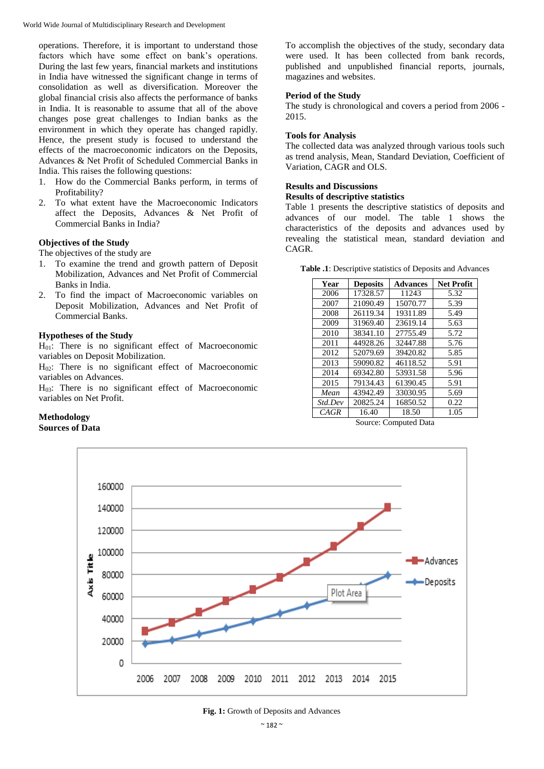operations. Therefore, it is important to understand those factors which have some effect on bank's operations. During the last few years, financial markets and institutions in India have witnessed the significant change in terms of consolidation as well as diversification. Moreover the global financial crisis also affects the performance of banks in India. It is reasonable to assume that all of the above changes pose great challenges to Indian banks as the environment in which they operate has changed rapidly. Hence, the present study is focused to understand the effects of the macroeconomic indicators on the Deposits, Advances & Net Profit of Scheduled Commercial Banks in India. This raises the following questions:

1. How do the Commercial Banks perform, in terms of Profitability?
2. To what extent have the Macroeconomic Indicators affect the Deposits, Advances & Net Profit of Commercial Banks in India?

### Objectives of the Study

The objectives of the study are

1. To examine the trend and growth pattern of Deposit Mobilization, Advances and Net Profit of Commercial Banks in India.
2. To find the impact of Macroeconomic variables on Deposit Mobilization, Advances and Net Profit of Commercial Banks.

### Hypotheses of the Study

$H_{01}$: There is no significant effect of Macroeconomic variables on Deposit Mobilization.

$H_{02}$: There is no significant effect of Macroeconomic variables on Advances.

$H_{03}$: There is no significant effect of Macroeconomic variables on Net Profit.

### Methodology

### Sources of Data

To accomplish the objectives of the study, secondary data were used. It has been collected from bank records, published and unpublished financial reports, journals, magazines and websites.

### Period of the Study

The study is chronological and covers a period from 2006 - 2015.

### Tools for Analysis

The collected data was analyzed through various tools such as trend analysis, Mean, Standard Deviation, Coefficient of Variation, CAGR and OLS.

### Results and Discussions

### Results of descriptive statistics

Table 1 presents the descriptive statistics of deposits and advances of our model. The table 1 shows the characteristics of the deposits and advances used by revealing the statistical mean, standard deviation and CAGR.

**Table .1**: Descriptive statistics of Deposits and Advances

| Year | Deposits | Advances | Net Profit |
|---|---|---|---|
| 2006 | 17328.57 | 11243 | 5.32 |
| 2007 | 21090.49 | 15070.77 | 5.39 |
| 2008 | 26119.34 | 19311.89 | 5.49 |
| 2009 | 31969.40 | 23619.14 | 5.63 |
| 2010 | 38341.10 | 27755.49 | 5.72 |
| 2011 | 44928.26 | 32447.88 | 5.76 |
| 2012 | 52079.69 | 39420.82 | 5.85 |
| 2013 | 59090.82 | 46118.52 | 5.91 |
| 2014 | 69342.80 | 53931.58 | 5.96 |
| 2015 | 79134.43 | 61390.45 | 5.91 |
| *Mean* | 43942.49 | 33030.95 | 5.69 |
| *Std.Dev* | 20825.24 | 16850.52 | 0.22 |
| *CAGR* | 16.40 | 18.50 | 1.05 |

Source: Computed Data

**Fig. 1:** Growth of Deposits and Advances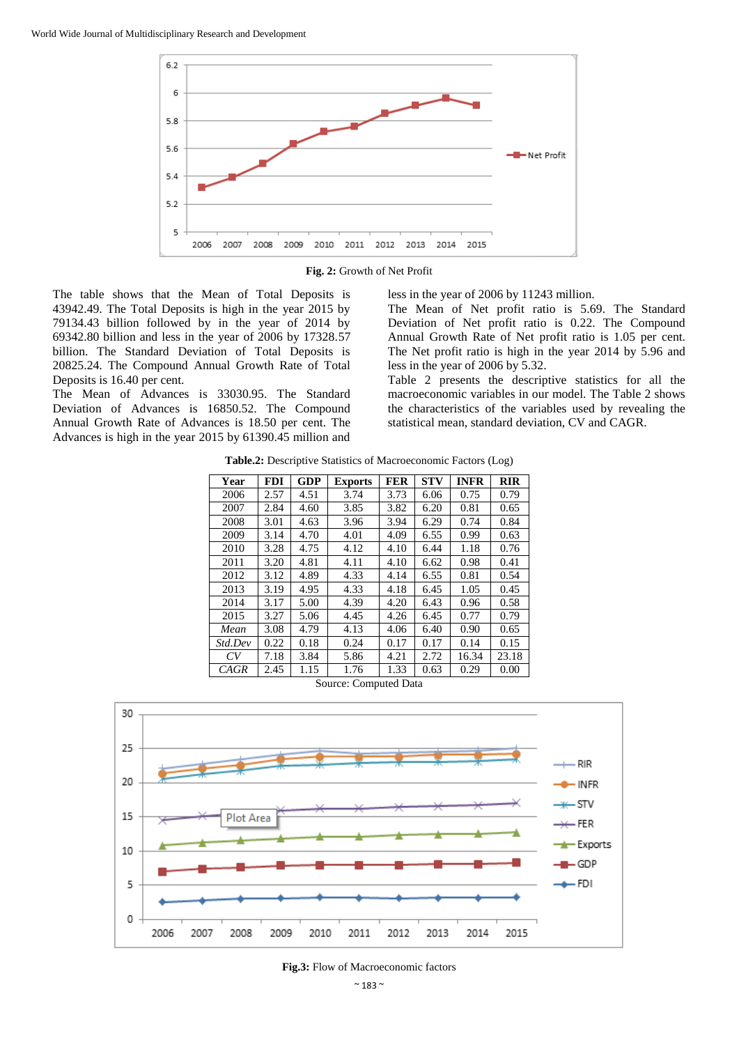**Fig. 2:** Growth of Net Profit

The table shows that the Mean of Total Deposits is 43942.49. The Total Deposits is high in the year 2015 by 79134.43 billion followed by in the year of 2014 by 69342.80 billion and less in the year of 2006 by 17328.57 billion. The Standard Deviation of Total Deposits is 20825.24. The Compound Annual Growth Rate of Total Deposits is 16.40 per cent.

The Mean of Advances is 33030.95. The Standard Deviation of Advances is 16850.52. The Compound Annual Growth Rate of Advances is 18.50 per cent. The Advances is high in the year 2015 by 61390.45 million and less in the year of 2006 by 11243 million.

The Mean of Net profit ratio is 5.69. The Standard Deviation of Net profit ratio is 0.22. The Compound Annual Growth Rate of Net profit ratio is 1.05 per cent. The Net profit ratio is high in the year 2014 by 5.96 and less in the year of 2006 by 5.32.

Table 2 presents the descriptive statistics for all the macroeconomic variables in our model. The Table 2 shows the characteristics of the variables used by revealing the statistical mean, standard deviation, CV and CAGR.

**Table.2:** Descriptive Statistics of Macroeconomic Factors (Log)

| Year | FDI | GDP | Exports | FER | STV | INFR | RIR |
|---|---|---|---|---|---|---|---|
| 2006 | 2.57 | 4.51 | 3.74 | 3.73 | 6.06 | 0.75 | 0.79 |
| 2007 | 2.84 | 4.60 | 3.85 | 3.82 | 6.20 | 0.81 | 0.65 |
| 2008 | 3.01 | 4.63 | 3.96 | 3.94 | 6.29 | 0.74 | 0.84 |
| 2009 | 3.14 | 4.70 | 4.01 | 4.09 | 6.55 | 0.99 | 0.63 |
| 2010 | 3.28 | 4.75 | 4.12 | 4.10 | 6.44 | 1.18 | 0.76 |
| 2011 | 3.20 | 4.81 | 4.11 | 4.10 | 6.62 | 0.98 | 0.41 |
| 2012 | 3.12 | 4.89 | 4.33 | 4.14 | 6.55 | 0.81 | 0.54 |
| 2013 | 3.19 | 4.95 | 4.33 | 4.18 | 6.45 | 1.05 | 0.45 |
| 2014 | 3.17 | 5.00 | 4.39 | 4.20 | 6.43 | 0.96 | 0.58 |
| 2015 | 3.27 | 5.06 | 4.45 | 4.26 | 6.45 | 0.77 | 0.79 |
| *Mean* | 3.08 | 4.79 | 4.13 | 4.06 | 6.40 | 0.90 | 0.65 |
| *Std.Dev* | 0.22 | 0.18 | 0.24 | 0.17 | 0.17 | 0.14 | 0.15 |
| *CV* | 7.18 | 3.84 | 5.86 | 4.21 | 2.72 | 16.34 | 23.18 |
| *CAGR* | 2.45 | 1.15 | 1.76 | 1.33 | 0.63 | 0.29 | 0.00 |

Source: Computed Data

**Fig.3:** Flow of Macroeconomic factors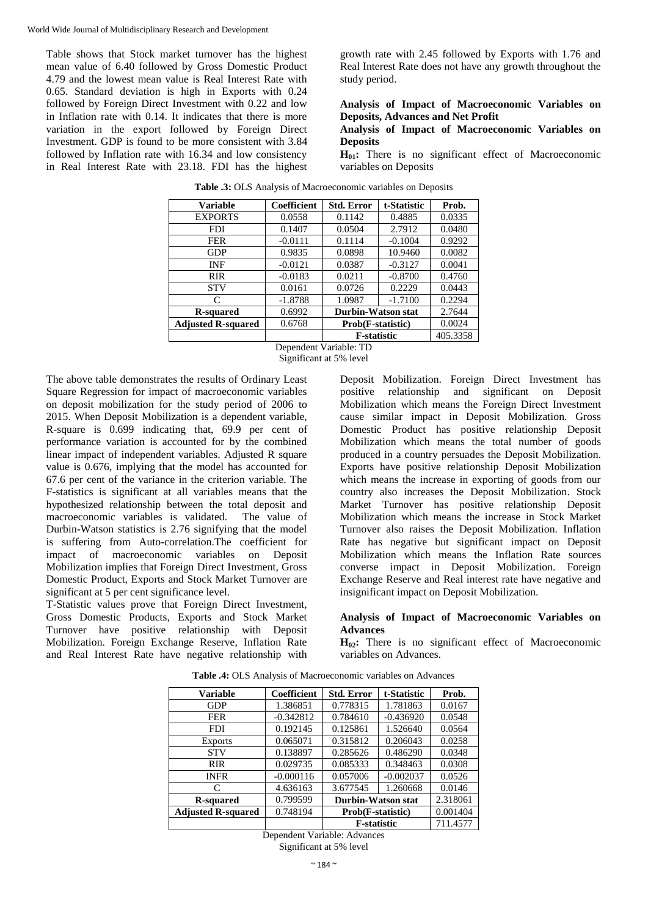Table shows that Stock market turnover has the highest mean value of 6.40 followed by Gross Domestic Product 4.79 and the lowest mean value is Real Interest Rate with 0.65. Standard deviation is high in Exports with 0.24 followed by Foreign Direct Investment with 0.22 and low in Inflation rate with 0.14. It indicates that there is more variation in the export followed by Foreign Direct Investment. GDP is found to be more consistent with 3.84 followed by Inflation rate with 16.34 and low consistency in Real Interest Rate with 23.18. FDI has the highest growth rate with 2.45 followed by Exports with 1.76 and Real Interest Rate does not have any growth throughout the study period.

**Analysis of Impact of Macroeconomic Variables on Deposits, Advances and Net Profit**

**Analysis of Impact of Macroeconomic Variables on Deposits**

**$H_{01}$:** There is no significant effect of Macroeconomic variables on Deposits

**Table .3:** OLS Analysis of Macroeconomic variables on Deposits

| Variable | Coefficient | Std. Error | t-Statistic | Prob. |
|---|---|---|---|---|
| EXPORTS | 0.0558 | 0.1142 | 0.4885 | 0.0335 |
| FDI | 0.1407 | 0.0504 | 2.7912 | 0.0480 |
| FER | -0.0111 | 0.1114 | -0.1004 | 0.9292 |
| GDP | 0.9835 | 0.0898 | 10.9460 | 0.0082 |
| INF | -0.0121 | 0.0387 | -0.3127 | 0.0041 |
| RIR | -0.0183 | 0.0211 | -0.8700 | 0.4760 |
| STV | 0.0161 | 0.0726 | 0.2229 | 0.0443 |
| C | -1.8788 | 1.0987 | -1.7100 | 0.2294 |
| **R-squared** | 0.6992 | **Durbin-Watson stat** | | 2.7644 |
| **Adjusted R-squared** | 0.6768 | **Prob(F-statistic)** | | 0.0024 |
| | | **F-statistic** | | 405.3358 |

Dependent Variable: TD
Significant at 5% level

The above table demonstrates the results of Ordinary Least Square Regression for impact of macroeconomic variables on deposit mobilization for the study period of 2006 to 2015. When Deposit Mobilization is a dependent variable, R-square is 0.699 indicating that, 69.9 per cent of performance variation is accounted for by the combined linear impact of independent variables. Adjusted R square value is 0.676, implying that the model has accounted for 67.6 per cent of the variance in the criterion variable. The F-statistics is significant at all variables means that the hypothesized relationship between the total deposit and macroeconomic variables is validated. The value of Durbin-Watson statistics is 2.76 signifying that the model is suffering from Auto-correlation.The coefficient for impact of macroeconomic variables on Deposit Mobilization implies that Foreign Direct Investment, Gross Domestic Product, Exports and Stock Market Turnover are significant at 5 per cent significance level.

T-Statistic values prove that Foreign Direct Investment, Gross Domestic Products, Exports and Stock Market Turnover have positive relationship with Deposit Mobilization. Foreign Exchange Reserve, Inflation Rate and Real Interest Rate have negative relationship with Deposit Mobilization. Foreign Direct Investment has positive relationship and significant on Deposit Mobilization which means the Foreign Direct Investment cause similar impact in Deposit Mobilization. Gross Domestic Product has positive relationship Deposit Mobilization which means the total number of goods produced in a country persuades the Deposit Mobilization. Exports have positive relationship Deposit Mobilization which means the increase in exporting of goods from our country also increases the Deposit Mobilization. Stock Market Turnover has positive relationship Deposit Mobilization which means the increase in Stock Market Turnover also raises the Deposit Mobilization. Inflation Rate has negative but significant impact on Deposit Mobilization which means the Inflation Rate sources converse impact in Deposit Mobilization. Foreign Exchange Reserve and Real interest rate have negative and insignificant impact on Deposit Mobilization.

**Analysis of Impact of Macroeconomic Variables on Advances**

**$H_{02}$:** There is no significant effect of Macroeconomic variables on Advances.

**Table .4:** OLS Analysis of Macroeconomic variables on Advances

| Variable | Coefficient | Std. Error | t-Statistic | Prob. |
|---|---|---|---|---|
| GDP | 1.386851 | 0.778315 | 1.781863 | 0.0167 |
| FER | -0.342812 | 0.784610 | -0.436920 | 0.0548 |
| FDI | 0.192145 | 0.125861 | 1.526640 | 0.0564 |
| Exports | 0.065071 | 0.315812 | 0.206043 | 0.0258 |
| STV | 0.138897 | 0.285626 | 0.486290 | 0.0348 |
| RIR | 0.029735 | 0.085333 | 0.348463 | 0.0308 |
| INFR | -0.000116 | 0.057006 | -0.002037 | 0.0526 |
| C | 4.636163 | 3.677545 | 1.260668 | 0.0146 |
| **R-squared** | 0.799599 | **Durbin-Watson stat** | | 2.318061 |
| **Adjusted R-squared** | 0.748194 | **Prob(F-statistic)** | | 0.001404 |
| | | **F-statistic** | | 711.4577 |

Dependent Variable: Advances
Significant at 5% level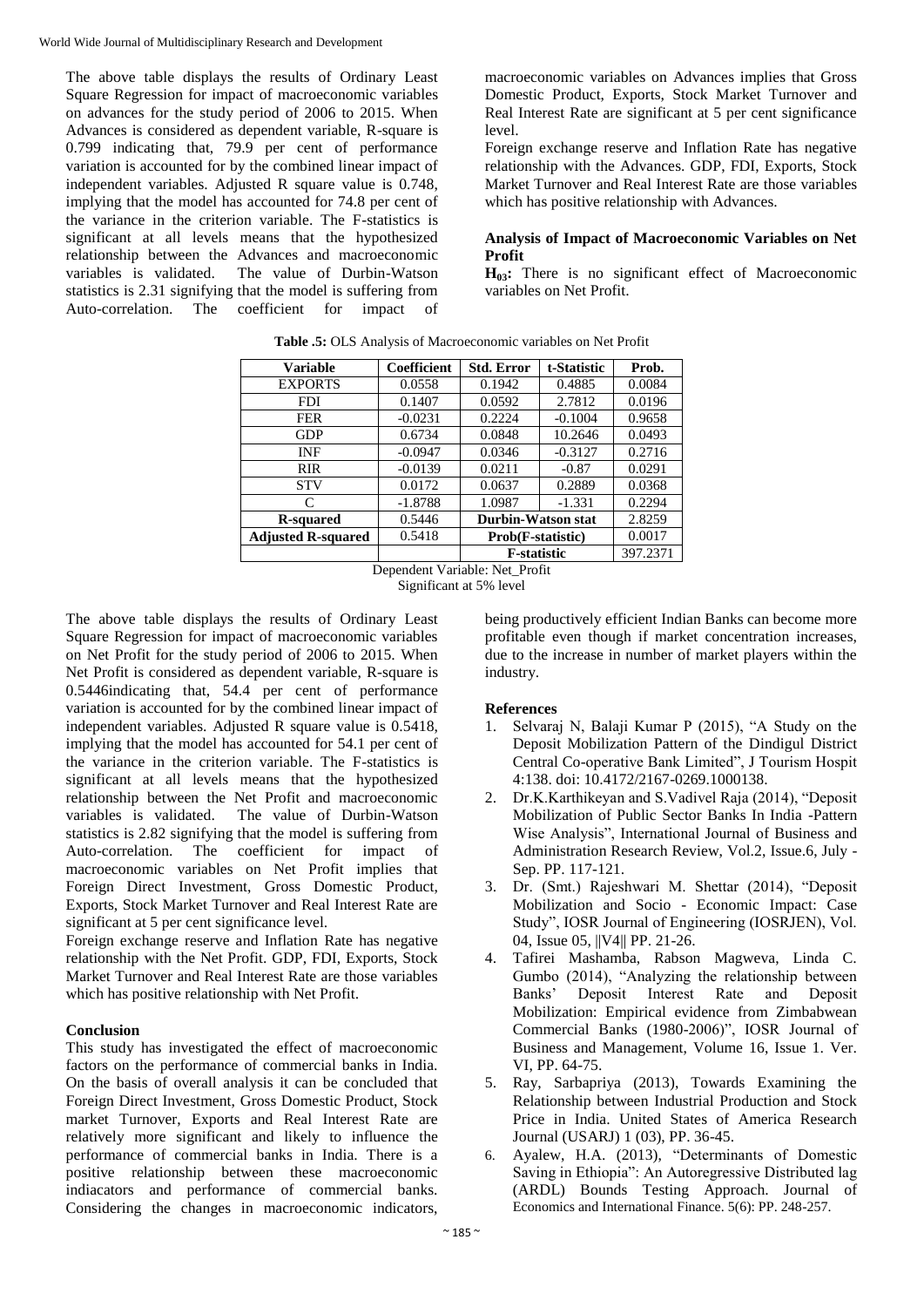The above table displays the results of Ordinary Least Square Regression for impact of macroeconomic variables on advances for the study period of 2006 to 2015. When Advances is considered as dependent variable, R-square is 0.799 indicating that, 79.9 per cent of performance variation is accounted for by the combined linear impact of independent variables. Adjusted R square value is 0.748, implying that the model has accounted for 74.8 per cent of the variance in the criterion variable. The F-statistics is significant at all levels means that the hypothesized relationship between the Advances and macroeconomic variables is validated. The value of Durbin-Watson statistics is 2.31 signifying that the model is suffering from Auto-correlation. The coefficient for impact of macroeconomic variables on Advances implies that Gross Domestic Product, Exports, Stock Market Turnover and Real Interest Rate are significant at 5 per cent significance level.

Foreign exchange reserve and Inflation Rate has negative relationship with the Advances. GDP, FDI, Exports, Stock Market Turnover and Real Interest Rate are those variables which has positive relationship with Advances.

### Analysis of Impact of Macroeconomic Variables on Net Profit

**$H_{03}$:** There is no significant effect of Macroeconomic variables on Net Profit.

**Table .5:** OLS Analysis of Macroeconomic variables on Net Profit

| Variable | Coefficient | Std. Error | t-Statistic | Prob. |
|---|---|---|---|---|
| EXPORTS | 0.0558 | 0.1942 | 0.4885 | 0.0084 |
| FDI | 0.1407 | 0.0592 | 2.7812 | 0.0196 |
| FER | -0.0231 | 0.2224 | -0.1004 | 0.9658 |
| GDP | 0.6734 | 0.0848 | 10.2646 | 0.0493 |
| INF | -0.0947 | 0.0346 | -0.3127 | 0.2716 |
| RIR | -0.0139 | 0.0211 | -0.87 | 0.0291 |
| STV | 0.0172 | 0.0637 | 0.2889 | 0.0368 |
| C | -1.8788 | 1.0987 | -1.331 | 0.2294 |
| **R-squared** | 0.5446 | **Durbin-Watson stat** | | 2.8259 |
| **Adjusted R-squared** | 0.5418 | **Prob(F-statistic)** | | 0.0017 |
| | | **F-statistic** | | 397.2371 |

Dependent Variable: Net_Profit
Significant at 5% level

The above table displays the results of Ordinary Least Square Regression for impact of macroeconomic variables on Net Profit for the study period of 2006 to 2015. When Net Profit is considered as dependent variable, R-square is 0.5446indicating that, 54.4 per cent of performance variation is accounted for by the combined linear impact of independent variables. Adjusted R square value is 0.5418, implying that the model has accounted for 54.1 per cent of the variance in the criterion variable. The F-statistics is significant at all levels means that the hypothesized relationship between the Net Profit and macroeconomic variables is validated. The value of Durbin-Watson statistics is 2.82 signifying that the model is suffering from Auto-correlation. The coefficient for impact of macroeconomic variables on Net Profit implies that Foreign Direct Investment, Gross Domestic Product, Exports, Stock Market Turnover and Real Interest Rate are significant at 5 per cent significance level.

Foreign exchange reserve and Inflation Rate has negative relationship with the Net Profit. GDP, FDI, Exports, Stock Market Turnover and Real Interest Rate are those variables which has positive relationship with Net Profit.

## Conclusion

This study has investigated the effect of macroeconomic factors on the performance of commercial banks in India. On the basis of overall analysis it can be concluded that Foreign Direct Investment, Gross Domestic Product, Stock market Turnover, Exports and Real Interest Rate are relatively more significant and likely to influence the performance of commercial banks in India. There is a positive relationship between these macroeconomic indiacators and performance of commercial banks. Considering the changes in macroeconomic indicators, being productively efficient Indian Banks can become more profitable even though if market concentration increases, due to the increase in number of market players within the industry.

## References

1. Selvaraj N, Balaji Kumar P (2015), "A Study on the Deposit Mobilization Pattern of the Dindigul District Central Co-operative Bank Limited", J Tourism Hospit 4:138. doi: 10.4172/2167-0269.1000138.
2. Dr.K.Karthikeyan and S.Vadivel Raja (2014), "Deposit Mobilization of Public Sector Banks In India -Pattern Wise Analysis", International Journal of Business and Administration Research Review, Vol.2, Issue.6, July - Sep. PP. 117-121.
3. Dr. (Smt.) Rajeshwari M. Shettar (2014), "Deposit Mobilization and Socio - Economic Impact: Case Study", IOSR Journal of Engineering (IOSRJEN), Vol. 04, Issue 05, ||V4|| PP. 21-26.
4. Tafirei Mashamba, Rabson Magweva, Linda C. Gumbo (2014), "Analyzing the relationship between Banks' Deposit Interest Rate and Deposit Mobilization: Empirical evidence from Zimbabwean Commercial Banks (1980-2006)", IOSR Journal of Business and Management, Volume 16, Issue 1. Ver. VI, PP. 64-75.
5. Ray, Sarbapriya (2013), Towards Examining the Relationship between Industrial Production and Stock Price in India. United States of America Research Journal (USARJ) 1 (03), PP. 36-45.
6. Ayalew, H.A. (2013), "Determinants of Domestic Saving in Ethiopia": An Autoregressive Distributed lag (ARDL) Bounds Testing Approach. Journal of Economics and International Finance. 5(6): PP. 248-257.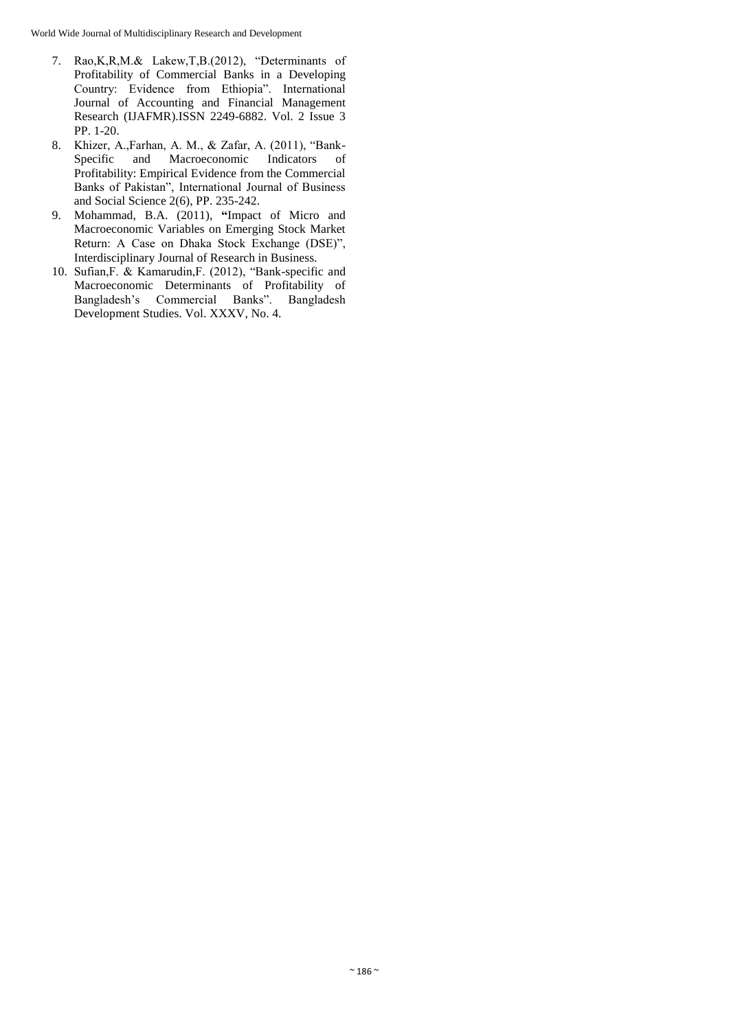7. Rao,K,R,M.& Lakew,T,B.(2012), "Determinants of Profitability of Commercial Banks in a Developing Country: Evidence from Ethiopia". International Journal of Accounting and Financial Management Research (IJAFMR).ISSN 2249-6882. Vol. 2 Issue 3 PP. 1-20.
8. Khizer, A.,Farhan, A. M., & Zafar, A. (2011), "Bank-Specific and Macroeconomic Indicators of Profitability: Empirical Evidence from the Commercial Banks of Pakistan", International Journal of Business and Social Science 2(6), PP. 235-242.
9. Mohammad, B.A. (2011), **"**Impact of Micro and Macroeconomic Variables on Emerging Stock Market Return: A Case on Dhaka Stock Exchange (DSE)", Interdisciplinary Journal of Research in Business.
10. Sufian,F. & Kamarudin,F. (2012), "Bank-specific and Macroeconomic Determinants of Profitability of Bangladesh's Commercial Banks". Bangladesh Development Studies. Vol. XXXV, No. 4.